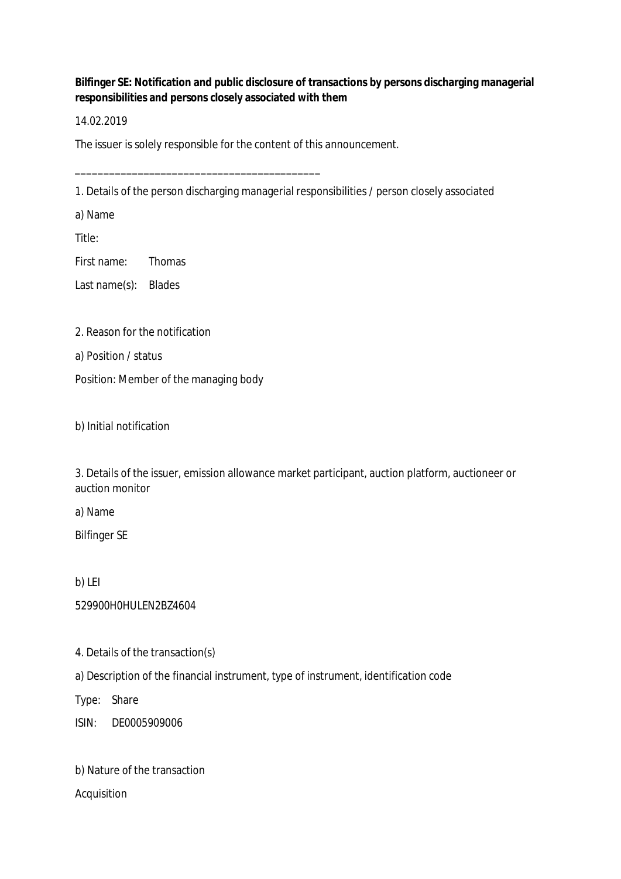**Bilfinger SE: Notification and public disclosure of transactions by persons discharging managerial responsibilities and persons closely associated with them**

14.02.2019

The issuer is solely responsible for the content of this announcement.

\_\_\_\_\_\_\_\_\_\_\_\_\_\_\_\_\_\_\_\_\_\_\_\_\_\_\_\_\_\_\_\_\_\_\_\_\_\_\_\_\_\_

1. Details of the person discharging managerial responsibilities / person closely associated

a) Name

Title:

First name: Thomas

Last name(s): Blades

2. Reason for the notification

a) Position / status

Position: Member of the managing body

b) Initial notification

3. Details of the issuer, emission allowance market participant, auction platform, auctioneer or auction monitor

a) Name

Bilfinger SE

b) LEI

529900H0HULEN2BZ4604

4. Details of the transaction(s)

a) Description of the financial instrument, type of instrument, identification code

Type: Share

ISIN: DE0005909006

b) Nature of the transaction

Acquisition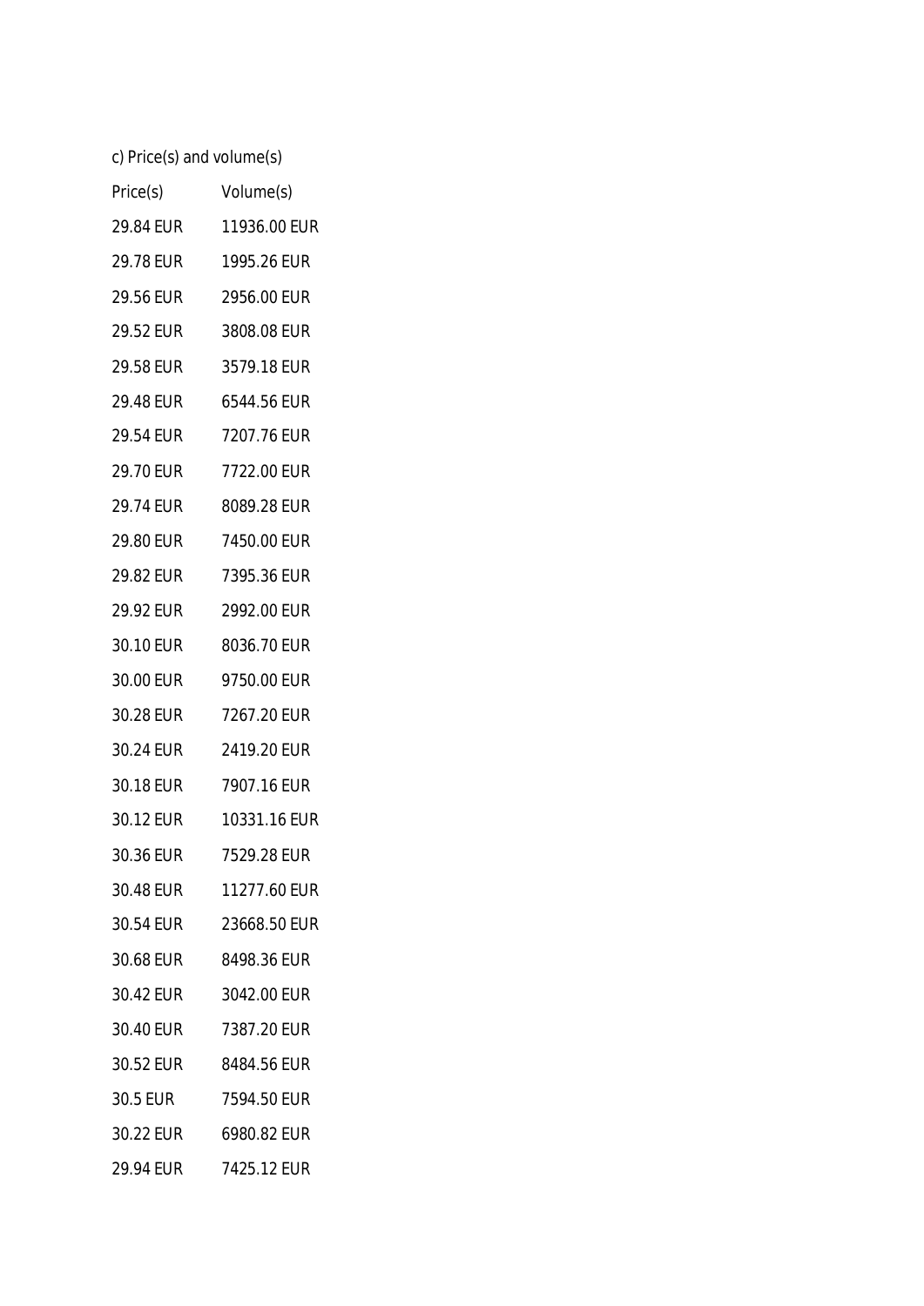c) Price(s) and volume(s)

| Price(s) | Volume(s) |
| --- | --- |
| 29.84 EUR | 11936.00 EUR |
| 29.78 EUR | 1995.26 EUR |
| 29.56 EUR | 2956.00 EUR |
| 29.52 EUR | 3808.08 EUR |
| 29.58 EUR | 3579.18 EUR |
| 29.48 EUR | 6544.56 EUR |
| 29.54 EUR | 7207.76 EUR |
| 29.70 EUR | 7722.00 EUR |
| 29.74 EUR | 8089.28 EUR |
| 29.80 EUR | 7450.00 EUR |
| 29.82 EUR | 7395.36 EUR |
| 29.92 EUR | 2992.00 EUR |
| 30.10 EUR | 8036.70 EUR |
| 30.00 EUR | 9750.00 EUR |
| 30.28 EUR | 7267.20 EUR |
| 30.24 EUR | 2419.20 EUR |
| 30.18 EUR | 7907.16 EUR |
| 30.12 EUR | 10331.16 EUR |
| 30.36 EUR | 7529.28 EUR |
| 30.48 EUR | 11277.60 EUR |
| 30.54 EUR | 23668.50 EUR |
| 30.68 EUR | 8498.36 EUR |
| 30.42 EUR | 3042.00 EUR |
| 30.40 EUR | 7387.20 EUR |
| 30.52 EUR | 8484.56 EUR |
| 30.5 EUR | 7594.50 EUR |
| 30.22 EUR | 6980.82 EUR |
| 29.94 EUR | 7425.12 EUR |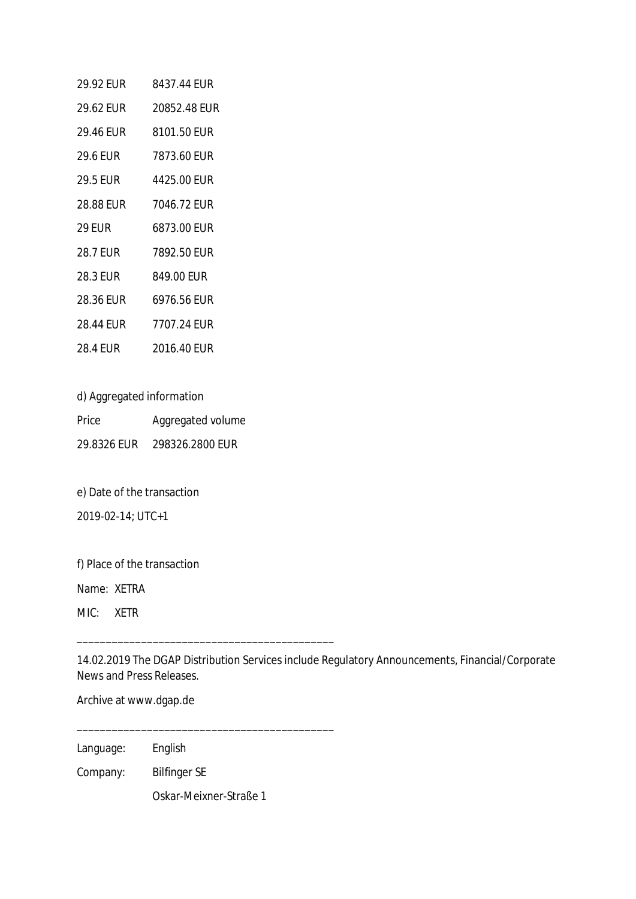| | |
|---|---|
| 29.92 EUR | 8437.44 EUR |
| 29.62 EUR | 20852.48 EUR |
| 29.46 EUR | 8101.50 EUR |
| 29.6 EUR | 7873.60 EUR |
| 29.5 EUR | 4425.00 EUR |
| 28.88 EUR | 7046.72 EUR |
| 29 EUR | 6873.00 EUR |
| 28.7 EUR | 7892.50 EUR |
| 28.3 EUR | 849.00 EUR |
| 28.36 EUR | 6976.56 EUR |
| 28.44 EUR | 7707.24 EUR |
| 28.4 EUR | 2016.40 EUR |

d) Aggregated information

| Price | Aggregated volume |
|---|---|
| 29.8326 EUR | 298326.2800 EUR |

e) Date of the transaction

2019-02-14; UTC+1

f) Place of the transaction

Name: XETRA

MIC: XETR

______________________________________________

14.02.2019 The DGAP Distribution Services include Regulatory Announcements, Financial/Corporate News and Press Releases.

Archive at www.dgap.de

______________________________________________

| | |
|---|---|
| Language: | English |
| Company: | Bilfinger SE |
| | Oskar-Meixner-Straße 1 |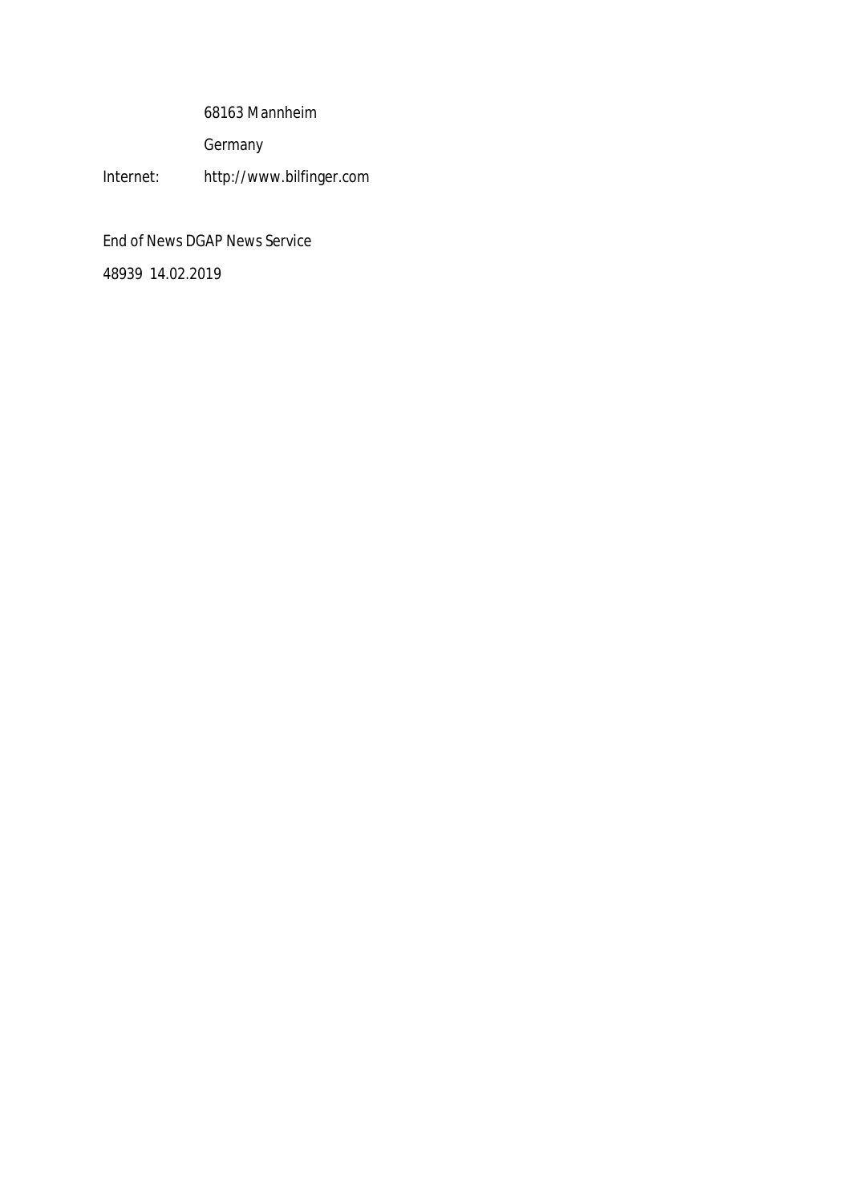| | |
|---|---|
| | 68163 Mannheim |
| | Germany |
| Internet: | http://www.bilfinger.com |

End of News DGAP News Service

48939 14.02.2019